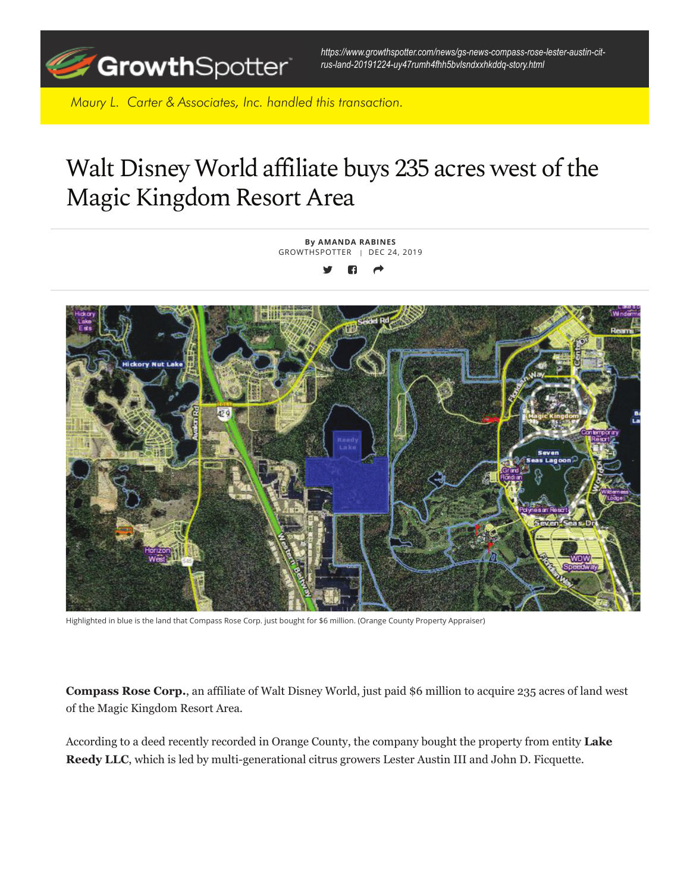https://www.growthspotter.com/news/gs-news-compass-rose-lester-austin-citrus-land-20191224-uy47rumh4fhh5bvlsndxxhkddq-story.html

*Maury L. Carter & Associates, Inc. handled this transaction.*

# Walt Disney World affiliate buys 235 acres west of the Magic Kingdom Resort Area

By **AMANDA RABINES**
GROWTHSPOTTER | DEC 24, 2019

Highlighted in blue is the land that Compass Rose Corp. just bought for $6 million. (Orange County Property Appraiser)

**Compass Rose Corp.**, an affiliate of Walt Disney World, just paid $6 million to acquire 235 acres of land west of the Magic Kingdom Resort Area.

According to a deed recently recorded in Orange County, the company bought the property from entity **Lake Reedy LLC**, which is led by multi-generational citrus growers Lester Austin III and John D. Ficquette.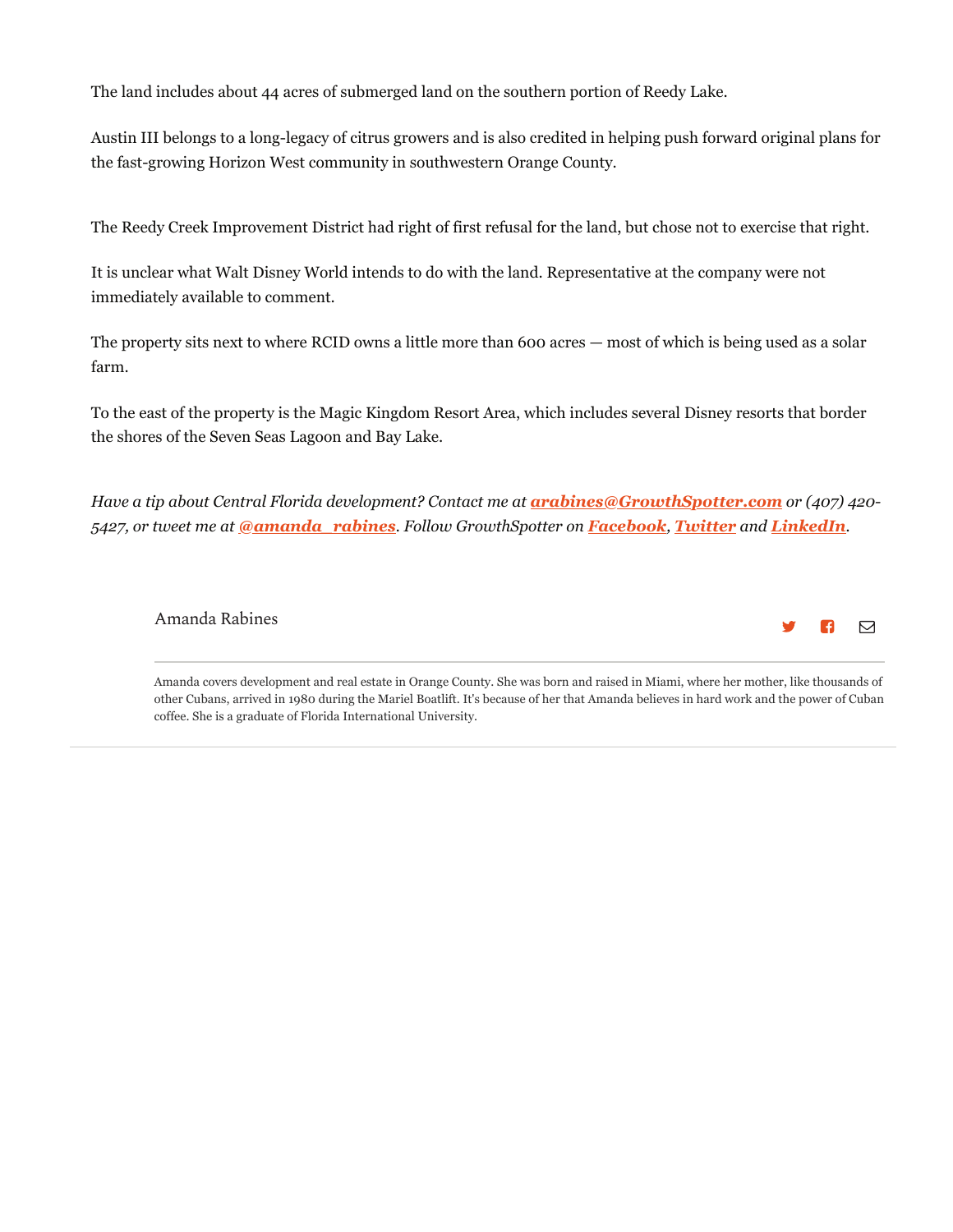The land includes about 44 acres of submerged land on the southern portion of Reedy Lake.

Austin III belongs to a long-legacy of citrus growers and is also credited in helping push forward original plans for the fast-growing Horizon West community in southwestern Orange County.

The Reedy Creek Improvement District had right of first refusal for the land, but chose not to exercise that right.

It is unclear what Walt Disney World intends to do with the land. Representative at the company were not immediately available to comment.

The property sits next to where RCID owns a little more than 600 acres — most of which is being used as a solar farm.

To the east of the property is the Magic Kingdom Resort Area, which includes several Disney resorts that border the shores of the Seven Seas Lagoon and Bay Lake.

*Have a tip about Central Florida development? Contact me at **arabines@GrowthSpotter.com** or (407) 420-5427, or tweet me at **@amanda_rabines**. Follow GrowthSpotter on **Facebook**, **Twitter** and **LinkedIn**.*

Amanda Rabines

Amanda covers development and real estate in Orange County. She was born and raised in Miami, where her mother, like thousands of other Cubans, arrived in 1980 during the Mariel Boatlift. It's because of her that Amanda believes in hard work and the power of Cuban coffee. She is a graduate of Florida International University.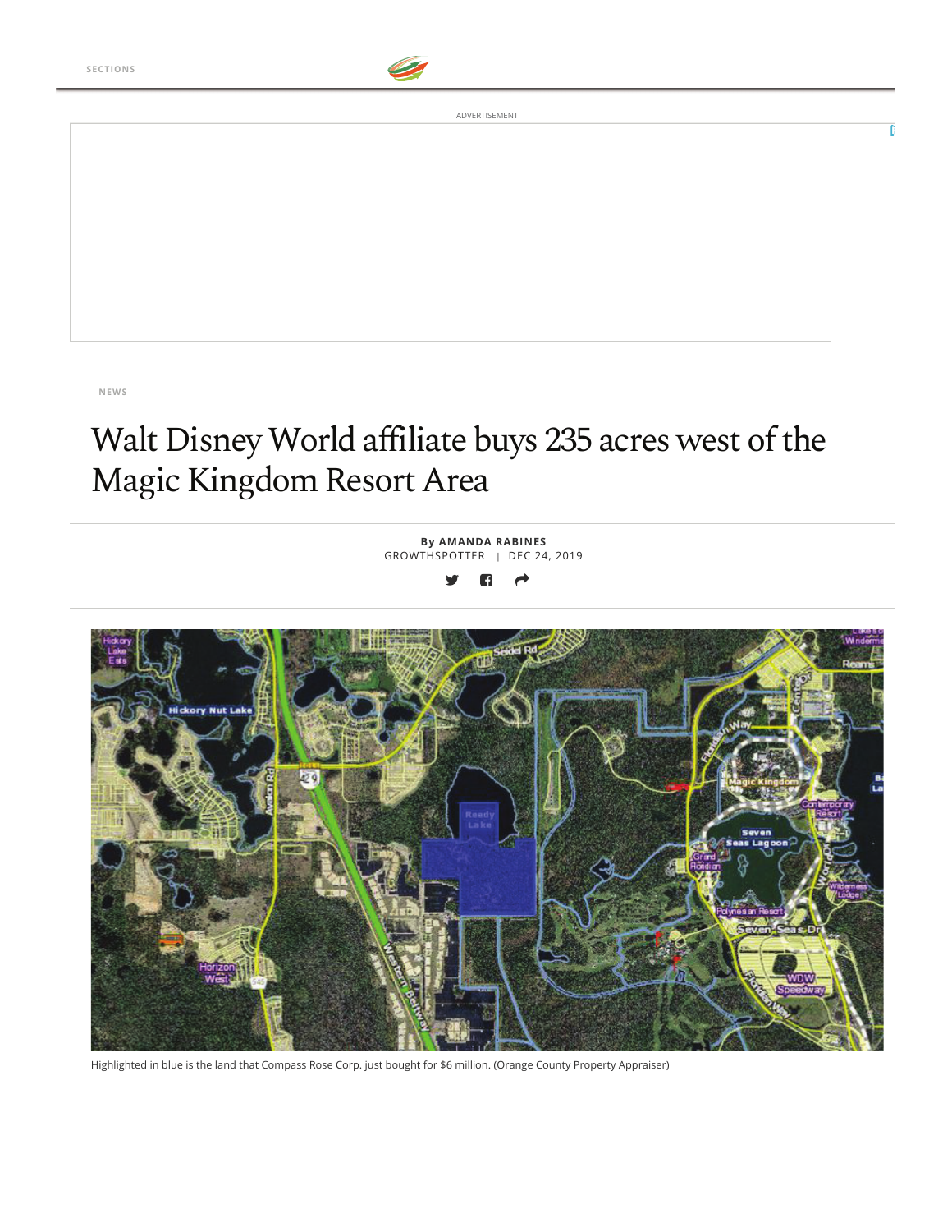NEWS

# Walt Disney World affiliate buys 235 acres west of the Magic Kingdom Resort Area

By AMANDA RABINES
GROWTHSPOTTER | DEC 24, 2019

Highlighted in blue is the land that Compass Rose Corp. just bought for $6 million. (Orange County Property Appraiser)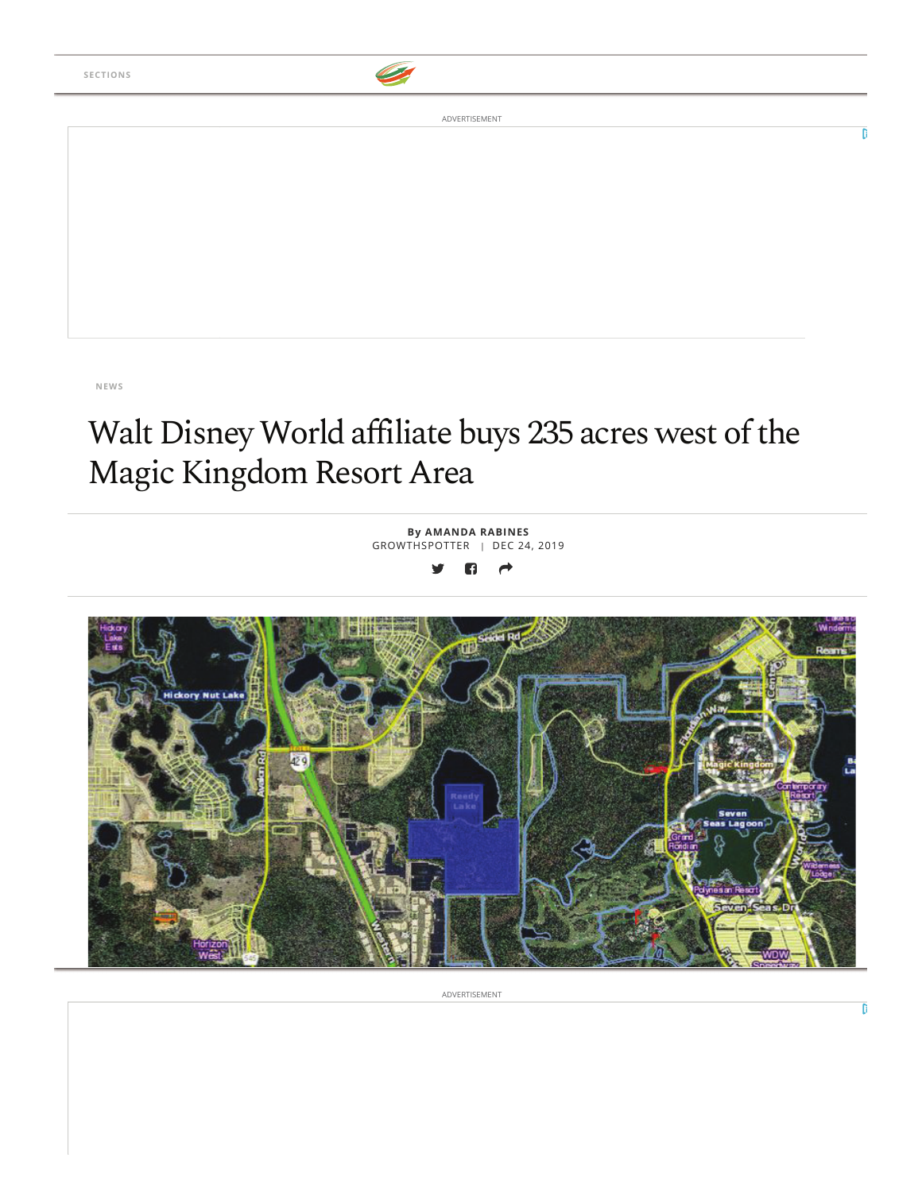SECTIONS

ADVERTISEMENT

NEWS

# Walt Disney World affiliate buys 235 acres west of the Magic Kingdom Resort Area

**By AMANDA RABINES**
GROWTHSPOTTER | DEC 24, 2019

ADVERTISEMENT